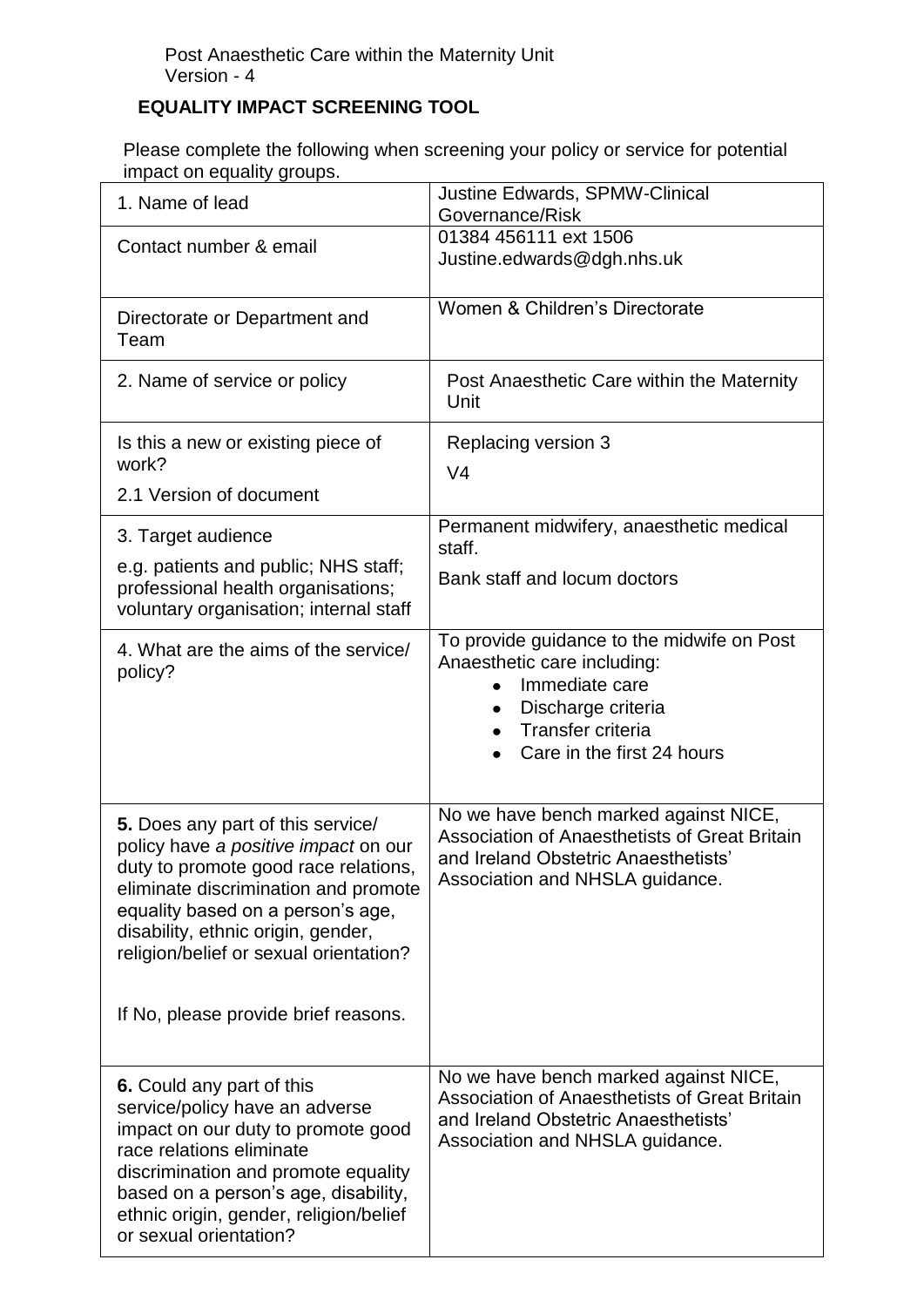Post Anaesthetic Care within the Maternity Unit
Version - 4

## EQUALITY IMPACT SCREENING TOOL

Please complete the following when screening your policy or service for potential impact on equality groups.

| | |
|---|---|
| 1. Name of lead | Justine Edwards, SPMW-Clinical Governance/Risk |
| Contact number & email | 01384 456111 ext 1506<br>Justine.edwards@dgh.nhs.uk |
| Directorate or Department and Team | Women & Children's Directorate |
| 2. Name of service or policy | Post Anaesthetic Care within the Maternity Unit |
| Is this a new or existing piece of work?<br>2.1 Version of document | Replacing version 3<br>V4 |
| 3. Target audience<br>e.g. patients and public; NHS staff; professional health organisations; voluntary organisation; internal staff | Permanent midwifery, anaesthetic medical staff.<br>Bank staff and locum doctors |
| 4. What are the aims of the service/ policy? | To provide guidance to the midwife on Post Anaesthetic care including:<br>• Immediate care<br>• Discharge criteria<br>• Transfer criteria<br>• Care in the first 24 hours |
| **5.** Does any part of this service/ policy have *a positive impact* on our duty to promote good race relations, eliminate discrimination and promote equality based on a person's age, disability, ethnic origin, gender, religion/belief or sexual orientation?<br><br>If No, please provide brief reasons. | No we have bench marked against NICE, Association of Anaesthetists of Great Britain and Ireland Obstetric Anaesthetists' Association and NHSLA guidance. |
| **6.** Could any part of this service/policy have an adverse impact on our duty to promote good race relations eliminate discrimination and promote equality based on a person's age, disability, ethnic origin, gender, religion/belief or sexual orientation? | No we have bench marked against NICE, Association of Anaesthetists of Great Britain and Ireland Obstetric Anaesthetists' Association and NHSLA guidance. |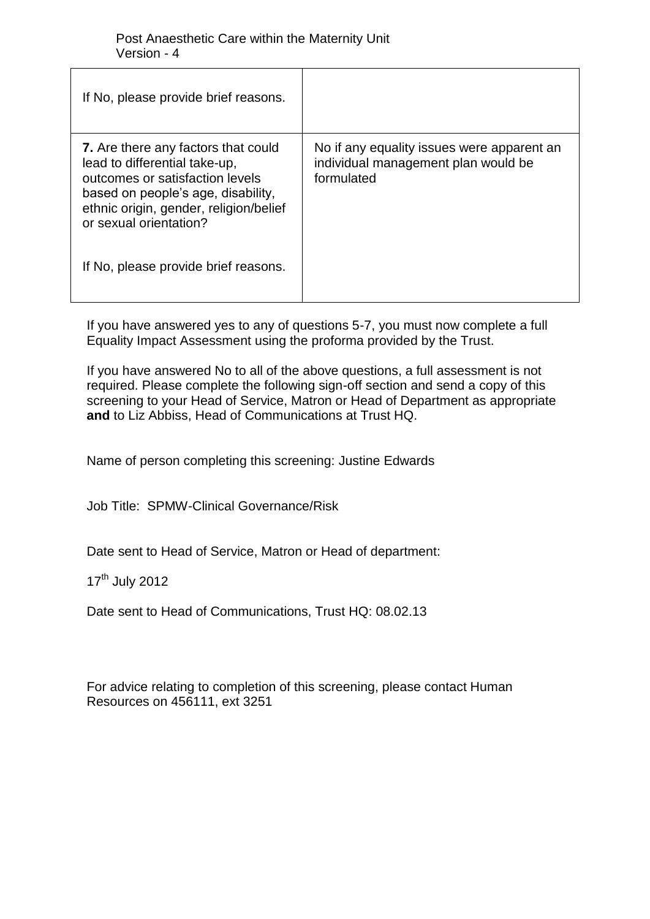| | |
|---|---|
| If No, please provide brief reasons. | |
| **7.** Are there any factors that could lead to differential take-up, outcomes or satisfaction levels based on people's age, disability, ethnic origin, gender, religion/belief or sexual orientation?<br><br>If No, please provide brief reasons. | No if any equality issues were apparent an individual management plan would be formulated |

If you have answered yes to any of questions 5-7, you must now complete a full Equality Impact Assessment using the proforma provided by the Trust.

If you have answered No to all of the above questions, a full assessment is not required. Please complete the following sign-off section and send a copy of this screening to your Head of Service, Matron or Head of Department as appropriate **and** to Liz Abbiss, Head of Communications at Trust HQ.

Name of person completing this screening: Justine Edwards

Job Title: SPMW-Clinical Governance/Risk

Date sent to Head of Service, Matron or Head of department:

17th July 2012

Date sent to Head of Communications, Trust HQ: 08.02.13

For advice relating to completion of this screening, please contact Human Resources on 456111, ext 3251